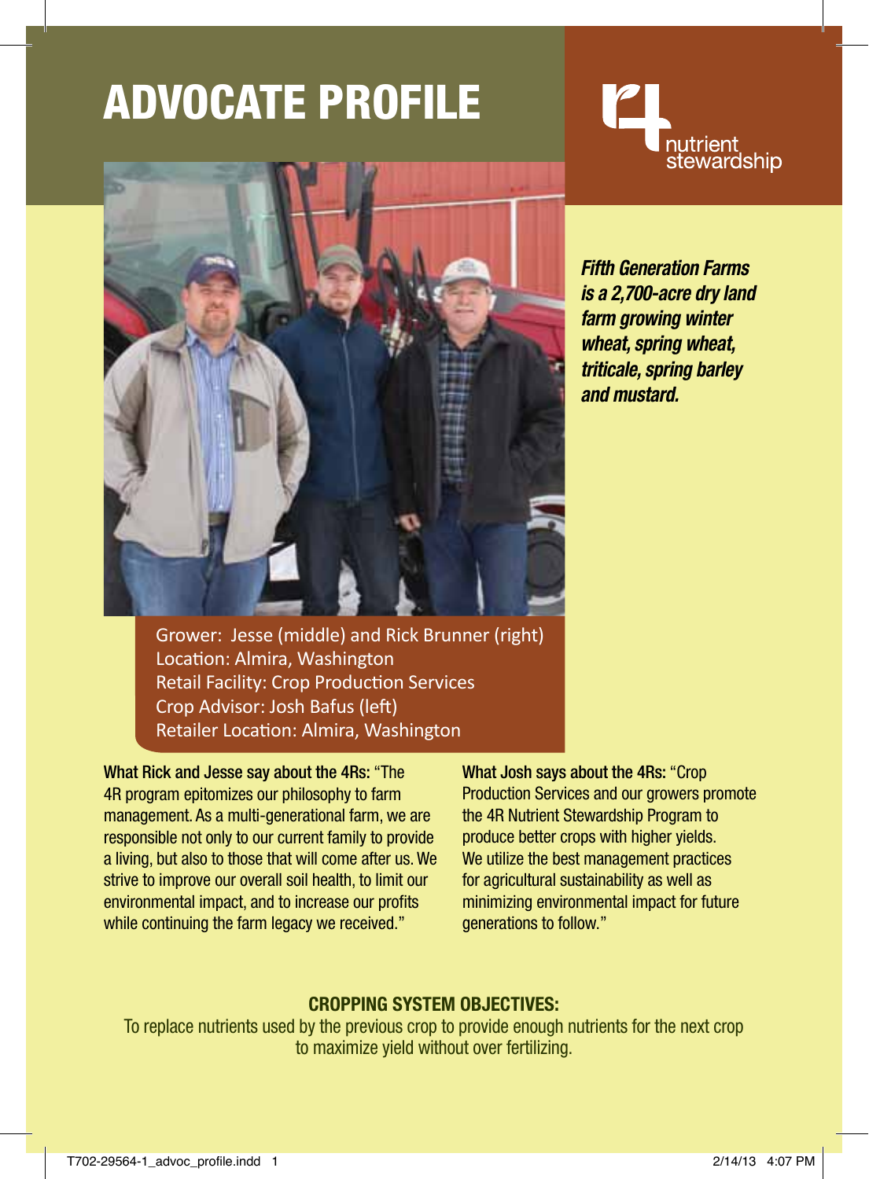# ADVOCATE PROFILE

4R nutrient stewardship

***Fifth Generation Farms is a 2,700-acre dry land farm growing winter wheat, spring wheat, triticale, spring barley and mustard.***

Grower: Jesse (middle) and Rick Brunner (right)
Location: Almira, Washington
Retail Facility: Crop Production Services
Crop Advisor: Josh Bafus (left)
Retailer Location: Almira, Washington

**What Rick and Jesse say about the 4Rs:** "The 4R program epitomizes our philosophy to farm management. As a multi-generational farm, we are responsible not only to our current family to provide a living, but also to those that will come after us. We strive to improve our overall soil health, to limit our environmental impact, and to increase our profits while continuing the farm legacy we received."

**What Josh says about the 4Rs:** "Crop Production Services and our growers promote the 4R Nutrient Stewardship Program to produce better crops with higher yields. We utilize the best management practices for agricultural sustainability as well as minimizing environmental impact for future generations to follow."

## CROPPING SYSTEM OBJECTIVES:

To replace nutrients used by the previous crop to provide enough nutrients for the next crop to maximize yield without over fertilizing.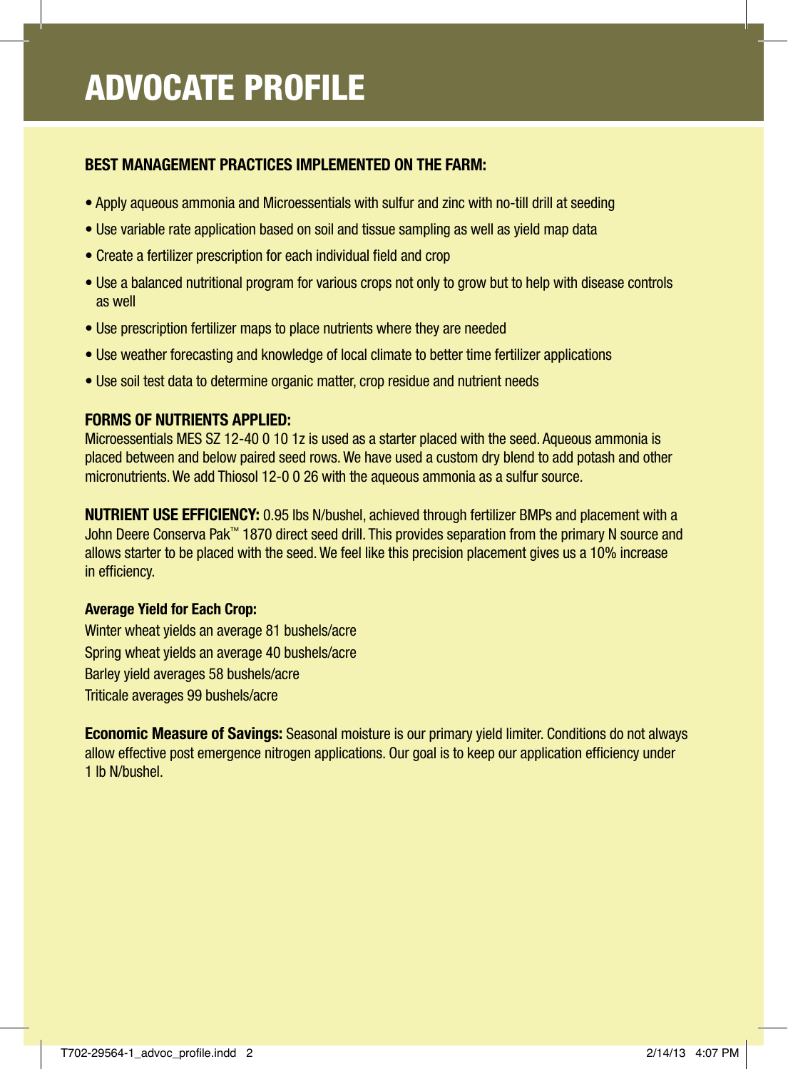# ADVOCATE PROFILE

**BEST MANAGEMENT PRACTICES IMPLEMENTED ON THE FARM:**

- Apply aqueous ammonia and Microessentials with sulfur and zinc with no-till drill at seeding
- Use variable rate application based on soil and tissue sampling as well as yield map data
- Create a fertilizer prescription for each individual field and crop
- Use a balanced nutritional program for various crops not only to grow but to help with disease controls as well
- Use prescription fertilizer maps to place nutrients where they are needed
- Use weather forecasting and knowledge of local climate to better time fertilizer applications
- Use soil test data to determine organic matter, crop residue and nutrient needs

**FORMS OF NUTRIENTS APPLIED:**
Microessentials MES SZ 12-40 0 10 1z is used as a starter placed with the seed. Aqueous ammonia is placed between and below paired seed rows. We have used a custom dry blend to add potash and other micronutrients. We add Thiosol 12-0 0 26 with the aqueous ammonia as a sulfur source.

**NUTRIENT USE EFFICIENCY:** 0.95 lbs N/bushel, achieved through fertilizer BMPs and placement with a John Deere Conserva Pak™ 1870 direct seed drill. This provides separation from the primary N source and allows starter to be placed with the seed. We feel like this precision placement gives us a 10% increase in efficiency.

**Average Yield for Each Crop:**
Winter wheat yields an average 81 bushels/acre
Spring wheat yields an average 40 bushels/acre
Barley yield averages 58 bushels/acre
Triticale averages 99 bushels/acre

**Economic Measure of Savings:** Seasonal moisture is our primary yield limiter. Conditions do not always allow effective post emergence nitrogen applications. Our goal is to keep our application efficiency under 1 lb N/bushel.